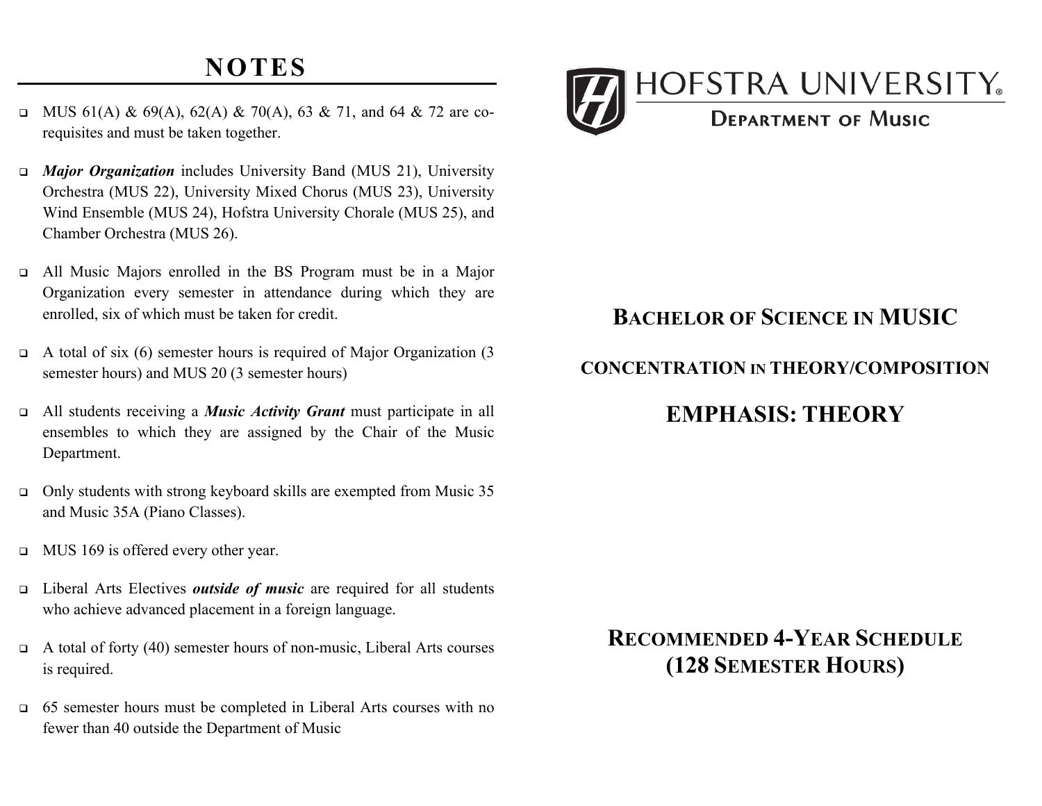# NOTES

- MUS 61(A) & 69(A), 62(A) & 70(A), 63 & 71, and 64 & 72 are co-requisites and must be taken together.
- ***Major Organization*** includes University Band (MUS 21), University Orchestra (MUS 22), University Mixed Chorus (MUS 23), University Wind Ensemble (MUS 24), Hofstra University Chorale (MUS 25), and Chamber Orchestra (MUS 26).
- All Music Majors enrolled in the BS Program must be in a Major Organization every semester in attendance during which they are enrolled, six of which must be taken for credit.
- A total of six (6) semester hours is required of Major Organization (3 semester hours) and MUS 20 (3 semester hours)
- All students receiving a ***Music Activity Grant*** must participate in all ensembles to which they are assigned by the Chair of the Music Department.
- Only students with strong keyboard skills are exempted from Music 35 and Music 35A (Piano Classes).
- MUS 169 is offered every other year.
- Liberal Arts Electives ***outside of music*** are required for all students who achieve advanced placement in a foreign language.
- A total of forty (40) semester hours of non-music, Liberal Arts courses is required.
- 65 semester hours must be completed in Liberal Arts courses with no fewer than 40 outside the Department of Music

HOFSTRA UNIVERSITY

DEPARTMENT OF MUSIC

# BACHELOR OF SCIENCE IN MUSIC

## CONCENTRATION IN THEORY/COMPOSITION

## EMPHASIS: THEORY

## RECOMMENDED 4-YEAR SCHEDULE (128 SEMESTER HOURS)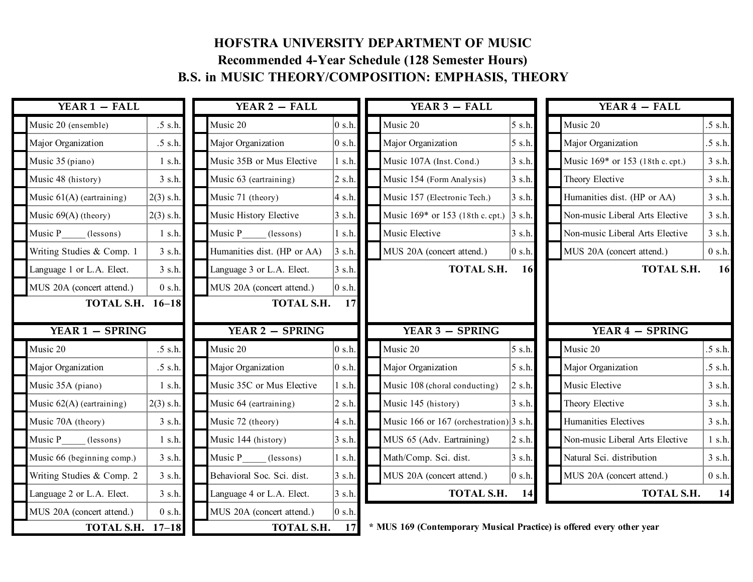# HOFSTRA UNIVERSITY DEPARTMENT OF MUSIC
## Recommended 4-Year Schedule (128 Semester Hours)
## B.S. in MUSIC THEORY/COMPOSITION: EMPHASIS, THEORY

### YEAR 1 — FALL

| | Course | S.H. |
|---|---|---|
| | Music 20 (ensemble) | .5 s.h. |
| | Major Organization | .5 s.h. |
| | Music 35 (piano) | 1 s.h. |
| | Music 48 (history) | 3 s.h. |
| | Music 61(A) (eartraining) | 2(3) s.h. |
| | Music 69(A) (theory) | 2(3) s.h. |
| | Music P_____ (lessons) | 1 s.h. |
| | Writing Studies & Comp. 1 | 3 s.h. |
| | Language 1 or L.A. Elect. | 3 s.h. |
| | MUS 20A (concert attend.) | 0 s.h. |
| | **TOTAL S.H.** | **16–18** |

### YEAR 1 — SPRING

| | Course | S.H. |
|---|---|---|
| | Music 20 | .5 s.h. |
| | Major Organization | .5 s.h. |
| | Music 35A (piano) | 1 s.h. |
| | Music 62(A) (eartraining) | 2(3) s.h. |
| | Music 70A (theory) | 3 s.h. |
| | Music P_____ (lessons) | 1 s.h. |
| | Music 66 (beginning comp.) | 3 s.h. |
| | Writing Studies & Comp. 2 | 3 s.h. |
| | Language 2 or L.A. Elect. | 3 s.h. |
| | MUS 20A (concert attend.) | 0 s.h. |
| | **TOTAL S.H.** | **17–18** |

### YEAR 2 — FALL

| | Course | S.H. |
|---|---|---|
| | Music 20 | 0 s.h. |
| | Major Organization | 0 s.h. |
| | Music 35B or Mus Elective | 1 s.h. |
| | Music 63 (eartraining) | 2 s.h. |
| | Music 71 (theory) | 4 s.h. |
| | Music History Elective | 3 s.h. |
| | Music P_____ (lessons) | 1 s.h. |
| | Humanities dist. (HP or AA) | 3 s.h. |
| | Language 3 or L.A. Elect. | 3 s.h. |
| | MUS 20A (concert attend.) | 0 s.h. |
| | **TOTAL S.H.** | **17** |

### YEAR 2 — SPRING

| | Course | S.H. |
|---|---|---|
| | Music 20 | 0 s.h. |
| | Major Organization | 0 s.h. |
| | Music 35C or Mus Elective | 1 s.h. |
| | Music 64 (eartraining) | 2 s.h. |
| | Music 72 (theory) | 4 s.h. |
| | Music 144 (history) | 3 s.h. |
| | Music P_____ (lessons) | 1 s.h. |
| | Behavioral Soc. Sci. dist. | 3 s.h. |
| | Language 4 or L.A. Elect. | 3 s.h. |
| | MUS 20A (concert attend.) | 0 s.h. |
| | **TOTAL S.H.** | **17** |

### YEAR 3 — FALL

| | Course | S.H. |
|---|---|---|
| | Music 20 | 5 s.h. |
| | Major Organization | 5 s.h. |
| | Music 107A (Inst. Cond.) | 3 s.h. |
| | Music 154 (Form Analysis) | 3 s.h. |
| | Music 157 (Electronic Tech.) | 3 s.h. |
| | Music 169* or 153 (18th c. cpt.) | 3 s.h. |
| | Music Elective | 3 s.h. |
| | MUS 20A (concert attend.) | 0 s.h. |
| | **TOTAL S.H.** | **16** |

### YEAR 3 — SPRING

| | Course | S.H. |
|---|---|---|
| | Music 20 | 5 s.h. |
| | Major Organization | 5 s.h. |
| | Music 108 (choral conducting) | 2 s.h. |
| | Music 145 (history) | 3 s.h. |
| | Music 166 or 167 (orchestration) | 3 s.h. |
| | MUS 65 (Adv. Eartraining) | 2 s.h. |
| | Math/Comp. Sci. dist. | 3 s.h. |
| | MUS 20A (concert attend.) | 0 s.h. |
| | **TOTAL S.H.** | **14** |

### YEAR 4 — FALL

| | Course | S.H. |
|---|---|---|
| | Music 20 | .5 s.h. |
| | Major Organization | .5 s.h. |
| | Music 169* or 153 (18th c. cpt.) | 3 s.h. |
| | Theory Elective | 3 s.h. |
| | Humanities dist. (HP or AA) | 3 s.h. |
| | Non-music Liberal Arts Elective | 3 s.h. |
| | Non-music Liberal Arts Elective | 3 s.h. |
| | MUS 20A (concert attend.) | 0 s.h. |
| | **TOTAL S.H.** | **16** |

### YEAR 4 — SPRING

| | Course | S.H. |
|---|---|---|
| | Music 20 | .5 s.h. |
| | Major Organization | .5 s.h. |
| | Music Elective | 3 s.h. |
| | Theory Elective | 3 s.h. |
| | Humanities Electives | 3 s.h. |
| | Non-music Liberal Arts Elective | 1 s.h. |
| | Natural Sci. distribution | 3 s.h. |
| | MUS 20A (concert attend.) | 0 s.h. |
| | **TOTAL S.H.** | **14** |

**\* MUS 169 (Contemporary Musical Practice) is offered every other year**